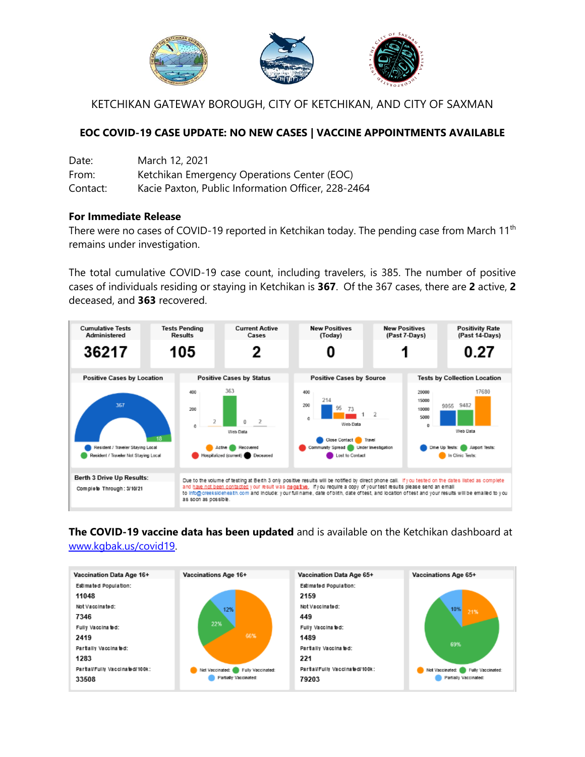KETCHIKAN GATEWAY BOROUGH, CITY OF KETCHIKAN, AND CITY OF SAXMAN

## EOC COVID-19 CASE UPDATE: NO NEW CASES | VACCINE APPOINTMENTS AVAILABLE

Date: March 12, 2021
From: Ketchikan Emergency Operations Center (EOC)
Contact: Kacie Paxton, Public Information Officer, 228-2464

**For Immediate Release**

There were no cases of COVID-19 reported in Ketchikan today. The pending case from March 11th remains under investigation.

The total cumulative COVID-19 case count, including travelers, is 385. The number of positive cases of individuals residing or staying in Ketchikan is **367**. Of the 367 cases, there are **2** active, **2** deceased, and **363** recovered.

| Cumulative Tests Administered | Tests Pending Results | Current Active Cases | New Positives (Today) | New Positives (Past 7-Days) | Positivity Rate (Past 14-Days) |
|---|---|---|---|---|---|
| 36217 | 105 | 2 | 0 | 1 | 0.27 |

**Positive Cases by Location:** Resident / Traveler Staying Local: 367; Resident / Traveler Not Staying Local: 18

**Positive Cases by Status:** Active: 2; Recovered: 363; Hospitalized (current): 0; Deceased: 2

**Positive Cases by Source:** Close Contact: 214; Travel: 95; Community Spread: 73; Under Investigation: 1; Lost to Contact: 2

**Tests by Collection Location:** Drive Up Tests: 9055; Airport Tests: 9482; In Clinic Tests: 17680

**Berth 3 Drive Up Results:** Complete Through: 3/10/21

Due to the volume of testing at Berth 3 only positive results will be notified by direct phone call. If you tested on the dates listed as complete and have not been contacted your result was negative. If you require a copy of your test results please send an email to info@creeksidehealth.com and include: your full name, date of birth, date of test, and location of test and your results will be emailed to you as soon as possible.

**The COVID-19 vaccine data has been updated** and is available on the Ketchikan dashboard at www.kgbak.us/covid19.

| | Age 16+ | Age 65+ |
|---|---|---|
| Estimated Population | 11048 | 2159 |
| Not Vaccinated | 7346 | 449 |
| Fully Vaccinated | 2419 | 1489 |
| Partially Vaccinated | 1283 | 221 |
| Partial/Fully Vaccinated/100k | 33508 | 79203 |

**Vaccinations Age 16+:** Not Vaccinated: 66%; Fully Vaccinated: 22%; Partially Vaccinated: 12%

**Vaccinations Age 65+:** Not Vaccinated: 21%; Fully Vaccinated: 69%; Partially Vaccinated: 10%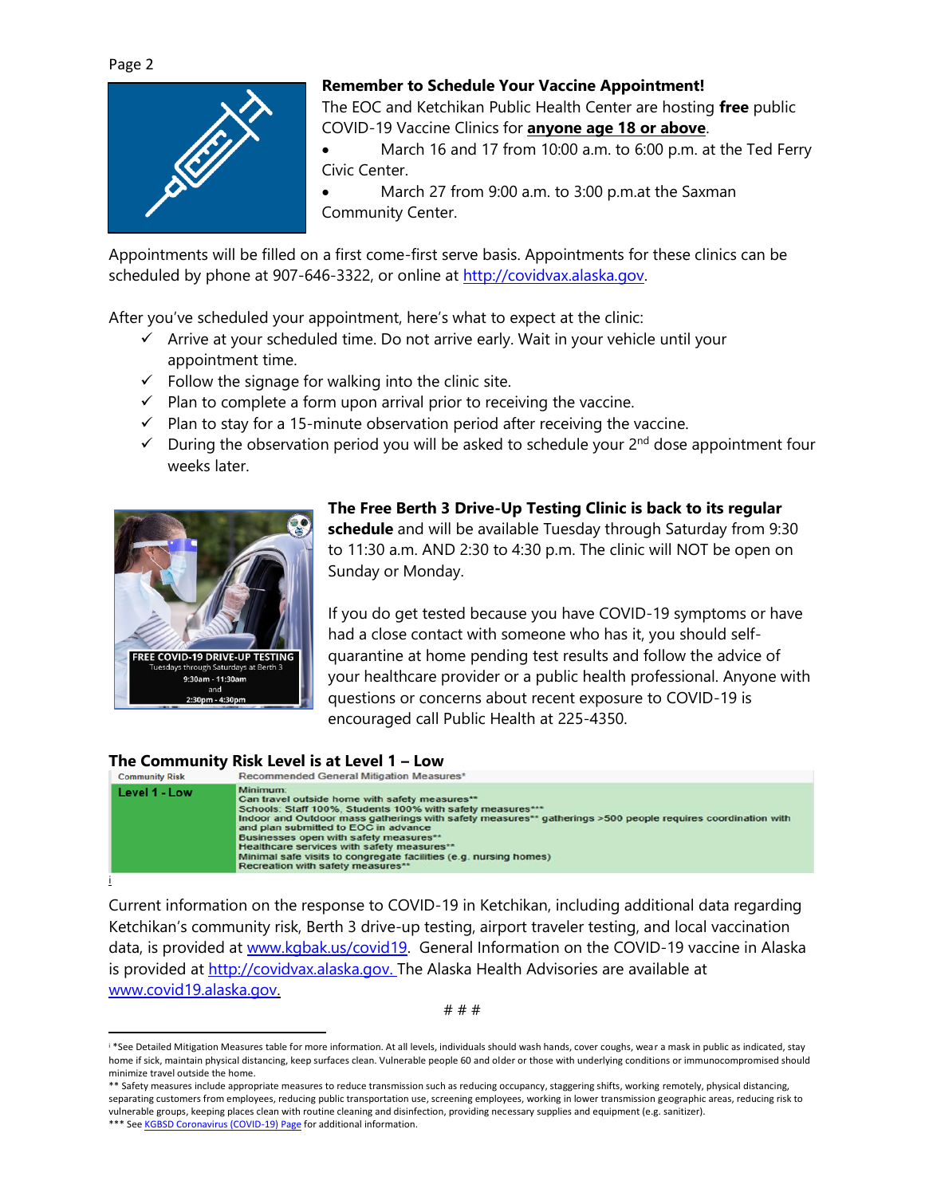**Remember to Schedule Your Vaccine Appointment!**

The EOC and Ketchikan Public Health Center are hosting **free** public COVID-19 Vaccine Clinics for **anyone age 18 or above**.

- March 16 and 17 from 10:00 a.m. to 6:00 p.m. at the Ted Ferry Civic Center.
- March 27 from 9:00 a.m. to 3:00 p.m.at the Saxman Community Center.

Appointments will be filled on a first come-first serve basis. Appointments for these clinics can be scheduled by phone at 907-646-3322, or online at http://covidvax.alaska.gov.

After you've scheduled your appointment, here's what to expect at the clinic:

- ✓ Arrive at your scheduled time. Do not arrive early. Wait in your vehicle until your appointment time.
- ✓ Follow the signage for walking into the clinic site.
- ✓ Plan to complete a form upon arrival prior to receiving the vaccine.
- ✓ Plan to stay for a 15-minute observation period after receiving the vaccine.
- ✓ During the observation period you will be asked to schedule your 2nd dose appointment four weeks later.

**The Free Berth 3 Drive-Up Testing Clinic is back to its regular schedule** and will be available Tuesday through Saturday from 9:30 to 11:30 a.m. AND 2:30 to 4:30 p.m. The clinic will NOT be open on Sunday or Monday.

If you do get tested because you have COVID-19 symptoms or have had a close contact with someone who has it, you should self-quarantine at home pending test results and follow the advice of your healthcare provider or a public health professional. Anyone with questions or concerns about recent exposure to COVID-19 is encouraged call Public Health at 225-4350.

**The Community Risk Level is at Level 1 – Low**

| Community Risk | Recommended General Mitigation Measures* |
|---|---|
| Level 1 - Low | Minimum:<br>Can travel outside home with safety measures**<br>Schools: Staff 100%, Students 100% with safety measures***<br>Indoor and Outdoor mass gatherings with safety measures** gatherings >500 people requires coordination with and plan submitted to EOC in advance<br>Businesses open with safety measures**<br>Healthcare services with safety measures**<br>Minimal safe visits to congregate facilities (e.g. nursing homes)<br>Recreation with safety measures** |

[i]

Current information on the response to COVID-19 in Ketchikan, including additional data regarding Ketchikan's community risk, Berth 3 drive-up testing, airport traveler testing, and local vaccination data, is provided at www.kgbak.us/covid19. General Information on the COVID-19 vaccine in Alaska is provided at http://covidvax.alaska.gov. The Alaska Health Advisories are available at www.covid19.alaska.gov.

# # #

---

[i] *See Detailed Mitigation Measures table for more information. At all levels, individuals should wash hands, cover coughs, wear a mask in public as indicated, stay home if sick, maintain physical distancing, keep surfaces clean. Vulnerable people 60 and older or those with underlying conditions or immunocompromised should minimize travel outside the home.

** Safety measures include appropriate measures to reduce transmission such as reducing occupancy, staggering shifts, working remotely, physical distancing, separating customers from employees, reducing public transportation use, screening employees, working in lower transmission geographic areas, reducing risk to vulnerable groups, keeping places clean with routine cleaning and disinfection, providing necessary supplies and equipment (e.g. sanitizer).

*** See KGBSD Coronavirus (COVID-19) Page for additional information.